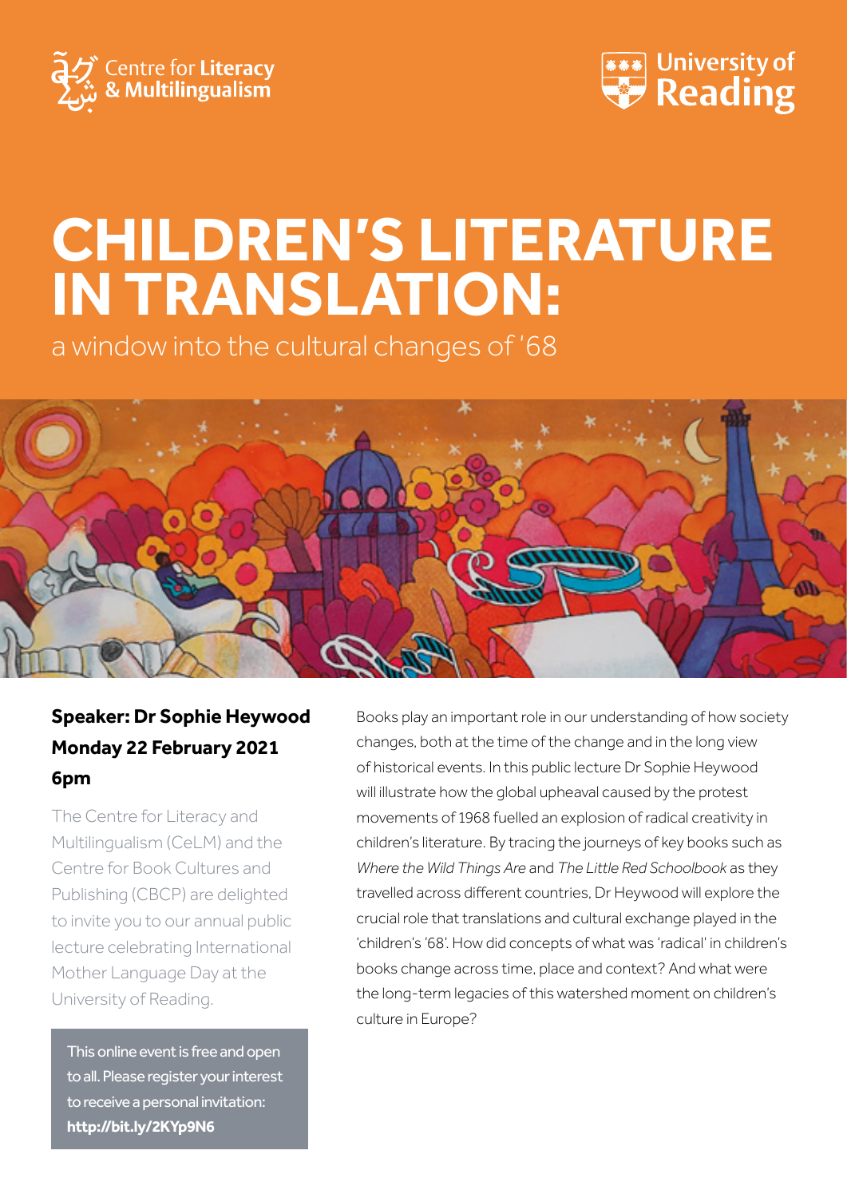Centre for **Literacy** **& Multilingualism**

University of Reading

# CHILDREN'S LITERATURE IN TRANSLATION:

a window into the cultural changes of '68

**Speaker: Dr Sophie Heywood**
**Monday 22 February 2021**
**6pm**

The Centre for Literacy and Multilingualism (CeLM) and the Centre for Book Cultures and Publishing (CBCP) are delighted to invite you to our annual public lecture celebrating International Mother Language Day at the University of Reading.

This online event is free and open to all. Please register your interest to receive a personal invitation:
**http://bit.ly/2KYp9N6**

Books play an important role in our understanding of how society changes, both at the time of the change and in the long view of historical events. In this public lecture Dr Sophie Heywood will illustrate how the global upheaval caused by the protest movements of 1968 fuelled an explosion of radical creativity in children's literature. By tracing the journeys of key books such as *Where the Wild Things Are* and *The Little Red Schoolbook* as they travelled across different countries, Dr Heywood will explore the crucial role that translations and cultural exchange played in the 'children's '68'. How did concepts of what was 'radical' in children's books change across time, place and context? And what were the long-term legacies of this watershed moment on children's culture in Europe?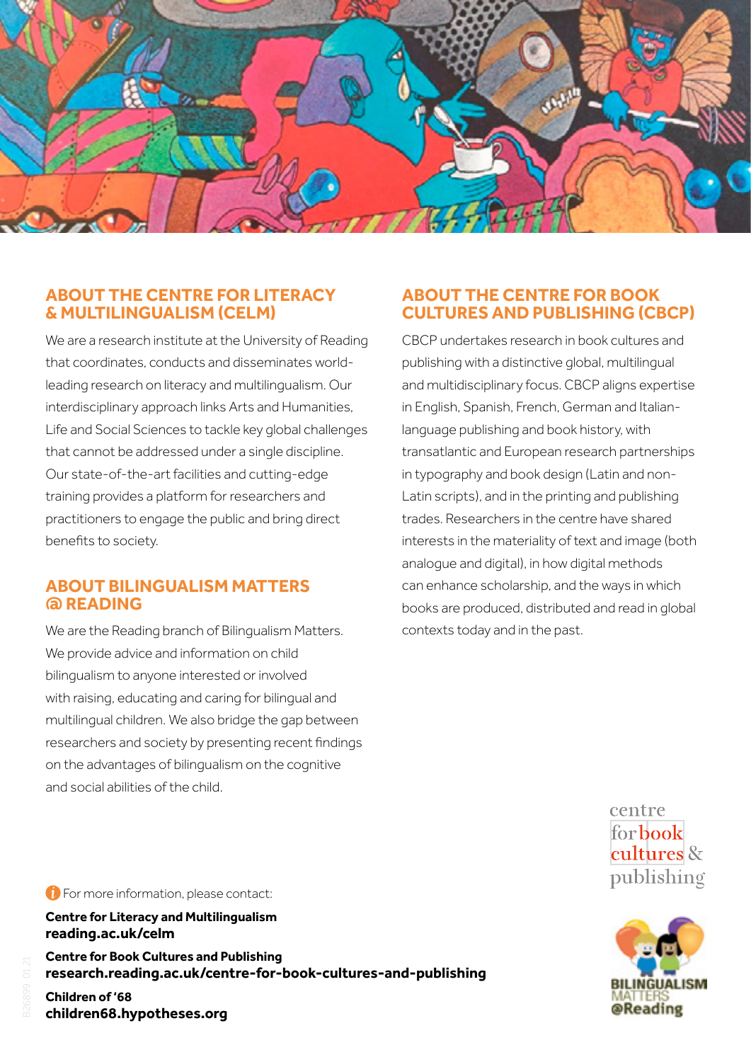## ABOUT THE CENTRE FOR LITERACY & MULTILINGUALISM (CELM)

We are a research institute at the University of Reading that coordinates, conducts and disseminates world-leading research on literacy and multilingualism. Our interdisciplinary approach links Arts and Humanities, Life and Social Sciences to tackle key global challenges that cannot be addressed under a single discipline. Our state-of-the-art facilities and cutting-edge training provides a platform for researchers and practitioners to engage the public and bring direct benefits to society.

## ABOUT BILINGUALISM MATTERS @ READING

We are the Reading branch of Bilingualism Matters. We provide advice and information on child bilingualism to anyone interested or involved with raising, educating and caring for bilingual and multilingual children. We also bridge the gap between researchers and society by presenting recent findings on the advantages of bilingualism on the cognitive and social abilities of the child.

## ABOUT THE CENTRE FOR BOOK CULTURES AND PUBLISHING (CBCP)

CBCP undertakes research in book cultures and publishing with a distinctive global, multilingual and multidisciplinary focus. CBCP aligns expertise in English, Spanish, French, German and Italian-language publishing and book history, with transatlantic and European research partnerships in typography and book design (Latin and non-Latin scripts), and in the printing and publishing trades. Researchers in the centre have shared interests in the materiality of text and image (both analogue and digital), in how digital methods can enhance scholarship, and the ways in which books are produced, distributed and read in global contexts today and in the past.

centre for book cultures & publishing

BILINGUALISM MATTERS @Reading

For more information, please contact:

**Centre for Literacy and Multilingualism**
**reading.ac.uk/celm**

**Centre for Book Cultures and Publishing**
**research.reading.ac.uk/centre-for-book-cultures-and-publishing**

**Children of '68**
**children68.hypotheses.org**